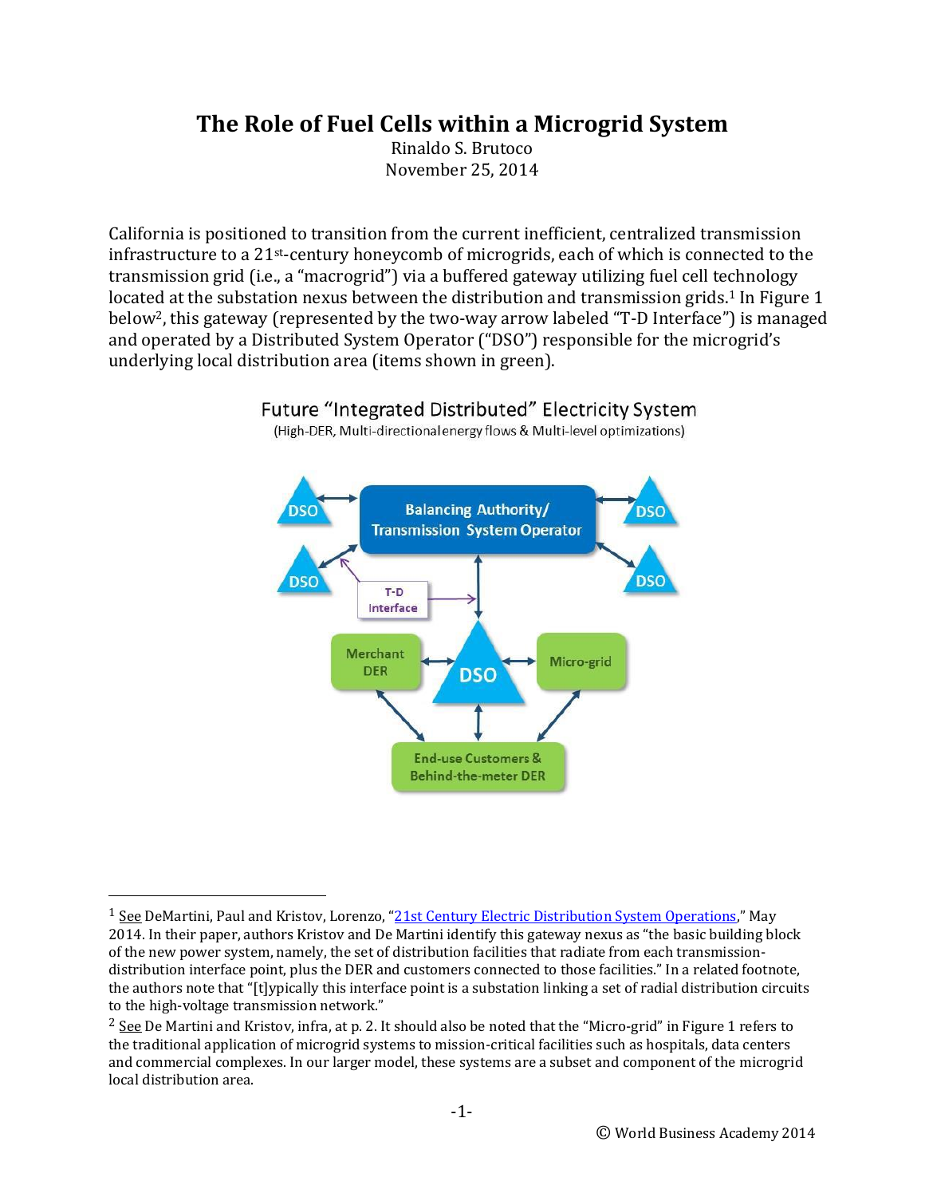# The Role of Fuel Cells within a Microgrid System

Rinaldo S. Brutoco
November 25, 2014

California is positioned to transition from the current inefficient, centralized transmission infrastructure to a 21st-century honeycomb of microgrids, each of which is connected to the transmission grid (i.e., a "macrogrid") via a buffered gateway utilizing fuel cell technology located at the substation nexus between the distribution and transmission grids.[1] In Figure 1 below[2], this gateway (represented by the two-way arrow labeled "T-D Interface") is managed and operated by a Distributed System Operator ("DSO") responsible for the microgrid's underlying local distribution area (items shown in green).

Future "Integrated Distributed" Electricity System
(High-DER, Multi-directional energy flows & Multi-level optimizations)

Balancing Authority/ Transmission System Operator

DSO | DSO | DSO | DSO

T-D Interface

Merchant DER | DSO | Micro-grid

End-use Customers & Behind-the-meter DER

---

[1] See DeMartini, Paul and Kristov, Lorenzo, "21st Century Electric Distribution System Operations," May 2014. In their paper, authors Kristov and De Martini identify this gateway nexus as "the basic building block of the new power system, namely, the set of distribution facilities that radiate from each transmission-distribution interface point, plus the DER and customers connected to those facilities." In a related footnote, the authors note that "[t]ypically this interface point is a substation linking a set of radial distribution circuits to the high-voltage transmission network."

[2] See De Martini and Kristov, infra, at p. 2. It should also be noted that the "Micro-grid" in Figure 1 refers to the traditional application of microgrid systems to mission-critical facilities such as hospitals, data centers and commercial complexes. In our larger model, these systems are a subset and component of the microgrid local distribution area.

© World Business Academy 2014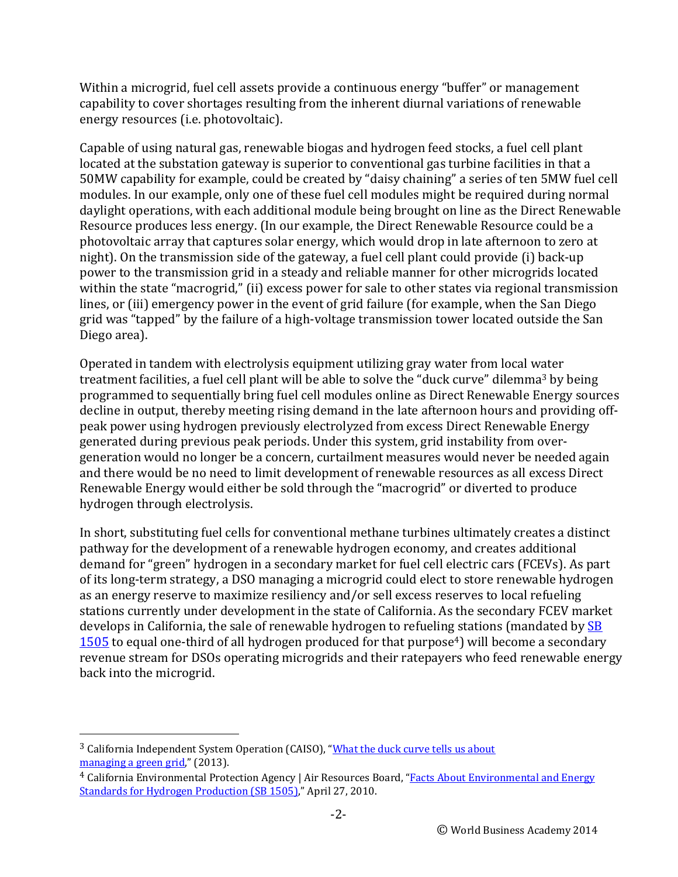Within a microgrid, fuel cell assets provide a continuous energy "buffer" or management capability to cover shortages resulting from the inherent diurnal variations of renewable energy resources (i.e. photovoltaic).

Capable of using natural gas, renewable biogas and hydrogen feed stocks, a fuel cell plant located at the substation gateway is superior to conventional gas turbine facilities in that a 50MW capability for example, could be created by "daisy chaining" a series of ten 5MW fuel cell modules. In our example, only one of these fuel cell modules might be required during normal daylight operations, with each additional module being brought on line as the Direct Renewable Resource produces less energy. (In our example, the Direct Renewable Resource could be a photovoltaic array that captures solar energy, which would drop in late afternoon to zero at night). On the transmission side of the gateway, a fuel cell plant could provide (i) back-up power to the transmission grid in a steady and reliable manner for other microgrids located within the state "macrogrid," (ii) excess power for sale to other states via regional transmission lines, or (iii) emergency power in the event of grid failure (for example, when the San Diego grid was "tapped" by the failure of a high-voltage transmission tower located outside the San Diego area).

Operated in tandem with electrolysis equipment utilizing gray water from local water treatment facilities, a fuel cell plant will be able to solve the "duck curve" dilemma[3] by being programmed to sequentially bring fuel cell modules online as Direct Renewable Energy sources decline in output, thereby meeting rising demand in the late afternoon hours and providing off-peak power using hydrogen previously electrolyzed from excess Direct Renewable Energy generated during previous peak periods. Under this system, grid instability from over-generation would no longer be a concern, curtailment measures would never be needed again and there would be no need to limit development of renewable resources as all excess Direct Renewable Energy would either be sold through the "macrogrid" or diverted to produce hydrogen through electrolysis.

In short, substituting fuel cells for conventional methane turbines ultimately creates a distinct pathway for the development of a renewable hydrogen economy, and creates additional demand for "green" hydrogen in a secondary market for fuel cell electric cars (FCEVs). As part of its long-term strategy, a DSO managing a microgrid could elect to store renewable hydrogen as an energy reserve to maximize resiliency and/or sell excess reserves to local refueling stations currently under development in the state of California. As the secondary FCEV market develops in California, the sale of renewable hydrogen to refueling stations (mandated by SB 1505 to equal one-third of all hydrogen produced for that purpose[4]) will become a secondary revenue stream for DSOs operating microgrids and their ratepayers who feed renewable energy back into the microgrid.

---

[3] California Independent System Operation (CAISO), "What the duck curve tells us about managing a green grid," (2013).

[4] California Environmental Protection Agency | Air Resources Board, "Facts About Environmental and Energy Standards for Hydrogen Production (SB 1505)," April 27, 2010.

© World Business Academy 2014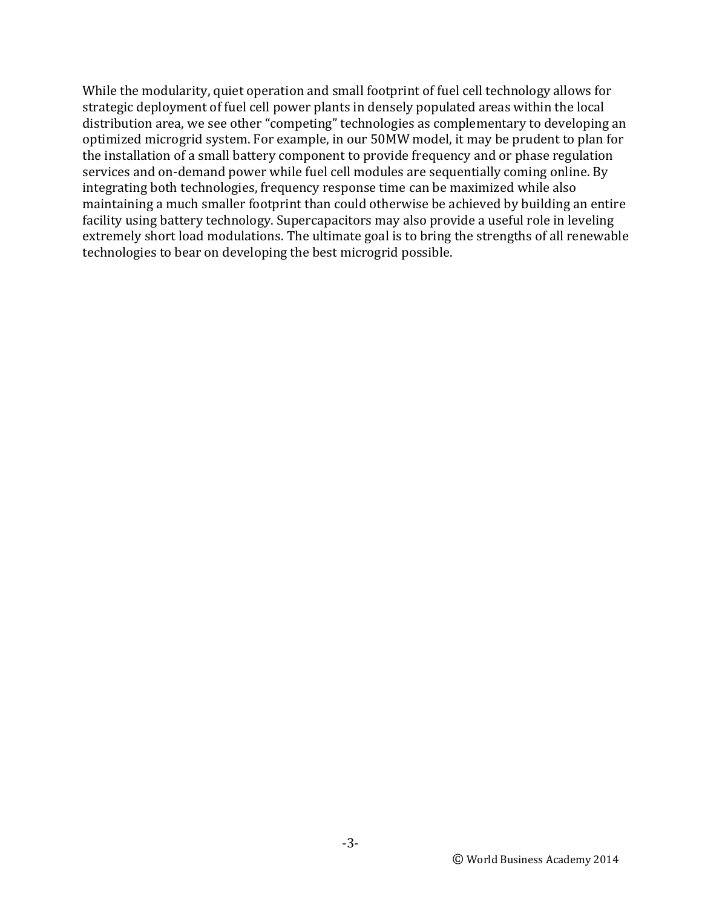While the modularity, quiet operation and small footprint of fuel cell technology allows for strategic deployment of fuel cell power plants in densely populated areas within the local distribution area, we see other "competing" technologies as complementary to developing an optimized microgrid system. For example, in our 50MW model, it may be prudent to plan for the installation of a small battery component to provide frequency and or phase regulation services and on-demand power while fuel cell modules are sequentially coming online. By integrating both technologies, frequency response time can be maximized while also maintaining a much smaller footprint than could otherwise be achieved by building an entire facility using battery technology. Supercapacitors may also provide a useful role in leveling extremely short load modulations. The ultimate goal is to bring the strengths of all renewable technologies to bear on developing the best microgrid possible.

© World Business Academy 2014